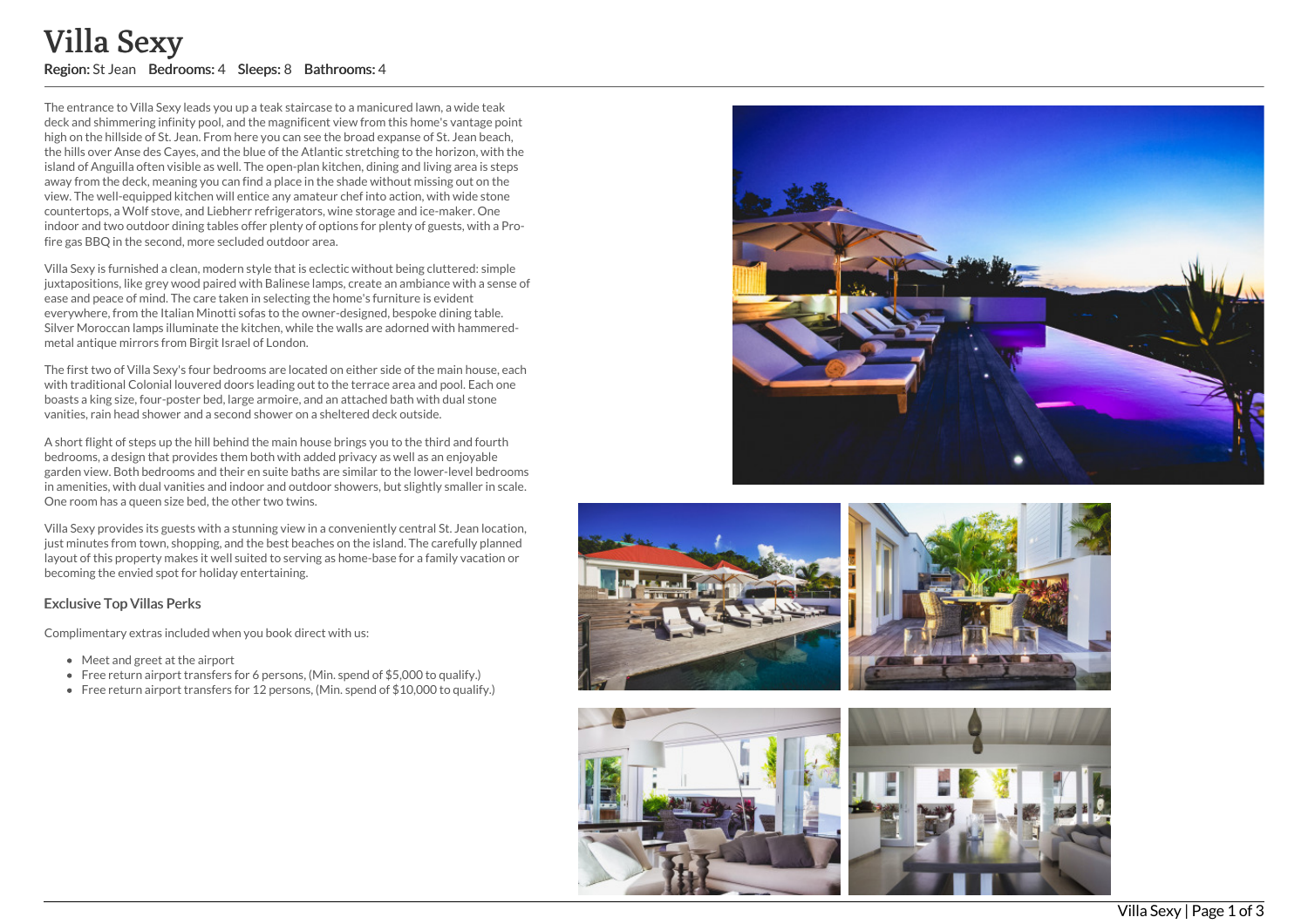# Villa Sexy

**Region:** St Jean **Bedrooms:** 4 **Sleeps:** 8 **Bathrooms:** 4

The entrance to Villa Sexy leads you up a teak staircase to a manicured lawn, a wide teak deck and shimmering infinity pool, and the magnificent view from this home's vantage point high on the hillside of St. Jean. From here you can see the broad expanse of St. Jean beach, the hills over Anse des Cayes, and the blue of the Atlantic stretching to the horizon, with the island of Anguilla often visible as well. The open-plan kitchen, dining and living area is steps away from the deck, meaning you can find a place in the shade without missing out on the view. The well-equipped kitchen will entice any amateur chef into action, with wide stone countertops, a Wolf stove, and Liebherr refrigerators, wine storage and ice-maker. One indoor and two outdoor dining tables offer plenty of options for plenty of guests, with a Pro-fire gas BBQ in the second, more secluded outdoor area.

Villa Sexy is furnished a clean, modern style that is eclectic without being cluttered: simple juxtapositions, like grey wood paired with Balinese lamps, create an ambiance with a sense of ease and peace of mind. The care taken in selecting the home's furniture is evident everywhere, from the Italian Minotti sofas to the owner-designed, bespoke dining table. Silver Moroccan lamps illuminate the kitchen, while the walls are adorned with hammered-metal antique mirrors from Birgit Israel of London.

The first two of Villa Sexy's four bedrooms are located on either side of the main house, each with traditional Colonial louvered doors leading out to the terrace area and pool. Each one boasts a king size, four-poster bed, large armoire, and an attached bath with dual stone vanities, rain head shower and a second shower on a sheltered deck outside.

A short flight of steps up the hill behind the main house brings you to the third and fourth bedrooms, a design that provides them both with added privacy as well as an enjoyable garden view. Both bedrooms and their en suite baths are similar to the lower-level bedrooms in amenities, with dual vanities and indoor and outdoor showers, but slightly smaller in scale. One room has a queen size bed, the other two twins.

Villa Sexy provides its guests with a stunning view in a conveniently central St. Jean location, just minutes from town, shopping, and the best beaches on the island. The carefully planned layout of this property makes it well suited to serving as home-base for a family vacation or becoming the envied spot for holiday entertaining.

### Exclusive Top Villas Perks

Complimentary extras included when you book direct with us:

- Meet and greet at the airport
- Free return airport transfers for 6 persons, (Min. spend of $5,000 to qualify.)
- Free return airport transfers for 12 persons, (Min. spend of $10,000 to qualify.)